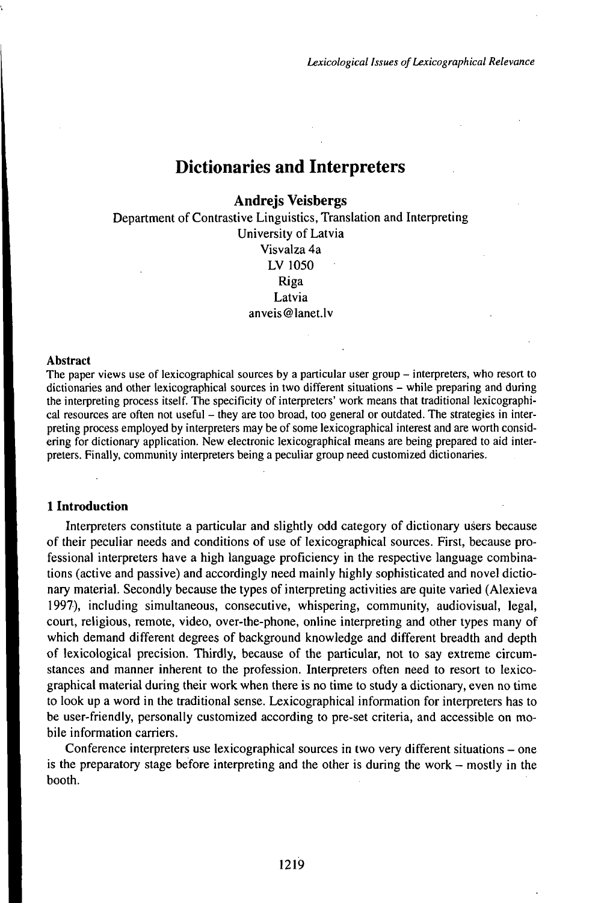# Dictionaries and Interpreters

**Andrejs Veisbergs**

Department of Contrastive Linguistics, Translation and Interpreting
University of Latvia
Visvalza 4a
LV 1050
Riga
Latvia
anveis@lanet.lv

**Abstract**

The paper views use of lexicographical sources by a particular user group – interpreters, who resort to dictionaries and other lexicographical sources in two different situations – while preparing and during the interpreting process itself. The specificity of interpreters' work means that traditional lexicographical resources are often not useful – they are too broad, too general or outdated. The strategies in interpreting process employed by interpreters may be of some lexicographical interest and are worth considering for dictionary application. New electronic lexicographical means are being prepared to aid interpreters. Finally, community interpreters being a peculiar group need customized dictionaries.

## 1 Introduction

Interpreters constitute a particular and slightly odd category of dictionary users because of their peculiar needs and conditions of use of lexicographical sources. First, because professional interpreters have a high language proficiency in the respective language combinations (active and passive) and accordingly need mainly highly sophisticated and novel dictionary material. Secondly because the types of interpreting activities are quite varied (Alexieva 1997), including simultaneous, consecutive, whispering, community, audiovisual, legal, court, religious, remote, video, over-the-phone, online interpreting and other types many of which demand different degrees of background knowledge and different breadth and depth of lexicological precision. Thirdly, because of the particular, not to say extreme circumstances and manner inherent to the profession. Interpreters often need to resort to lexicographical material during their work when there is no time to study a dictionary, even no time to look up a word in the traditional sense. Lexicographical information for interpreters has to be user-friendly, personally customized according to pre-set criteria, and accessible on mobile information carriers.

Conference interpreters use lexicographical sources in two very different situations – one is the preparatory stage before interpreting and the other is during the work – mostly in the booth.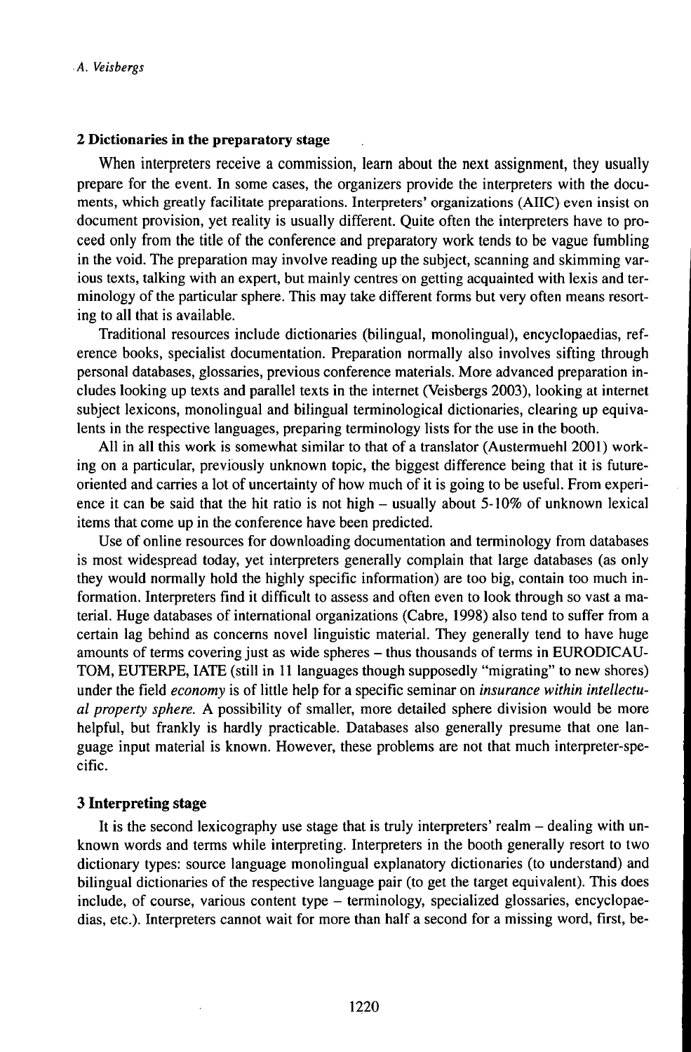## 2 Dictionaries in the preparatory stage

When interpreters receive a commission, learn about the next assignment, they usually prepare for the event. In some cases, the organizers provide the interpreters with the documents, which greatly facilitate preparations. Interpreters' organizations (AIIC) even insist on document provision, yet reality is usually different. Quite often the interpreters have to proceed only from the title of the conference and preparatory work tends to be vague fumbling in the void. The preparation may involve reading up the subject, scanning and skimming various texts, talking with an expert, but mainly centres on getting acquainted with lexis and terminology of the particular sphere. This may take different forms but very often means resorting to all that is available.

Traditional resources include dictionaries (bilingual, monolingual), encyclopaedias, reference books, specialist documentation. Preparation normally also involves sifting through personal databases, glossaries, previous conference materials. More advanced preparation includes looking up texts and parallel texts in the internet (Veisbergs 2003), looking at internet subject lexicons, monolingual and bilingual terminological dictionaries, clearing up equivalents in the respective languages, preparing terminology lists for the use in the booth.

All in all this work is somewhat similar to that of a translator (Austermuehl 2001) working on a particular, previously unknown topic, the biggest difference being that it is future-oriented and carries a lot of uncertainty of how much of it is going to be useful. From experience it can be said that the hit ratio is not high – usually about 5-10% of unknown lexical items that come up in the conference have been predicted.

Use of online resources for downloading documentation and terminology from databases is most widespread today, yet interpreters generally complain that large databases (as only they would normally hold the highly specific information) are too big, contain too much information. Interpreters find it difficult to assess and often even to look through so vast a material. Huge databases of international organizations (Cabre, 1998) also tend to suffer from a certain lag behind as concerns novel linguistic material. They generally tend to have huge amounts of terms covering just as wide spheres – thus thousands of terms in EURODICAUTOM, EUTERPE, IATE (still in 11 languages though supposedly "migrating" to new shores) under the field *economy* is of little help for a specific seminar on *insurance within intellectual property sphere.* A possibility of smaller, more detailed sphere division would be more helpful, but frankly is hardly practicable. Databases also generally presume that one language input material is known. However, these problems are not that much interpreter-specific.

## 3 Interpreting stage

It is the second lexicography use stage that is truly interpreters' realm – dealing with unknown words and terms while interpreting. Interpreters in the booth generally resort to two dictionary types: source language monolingual explanatory dictionaries (to understand) and bilingual dictionaries of the respective language pair (to get the target equivalent). This does include, of course, various content type – terminology, specialized glossaries, encyclopaedias, etc.). Interpreters cannot wait for more than half a second for a missing word, first, be-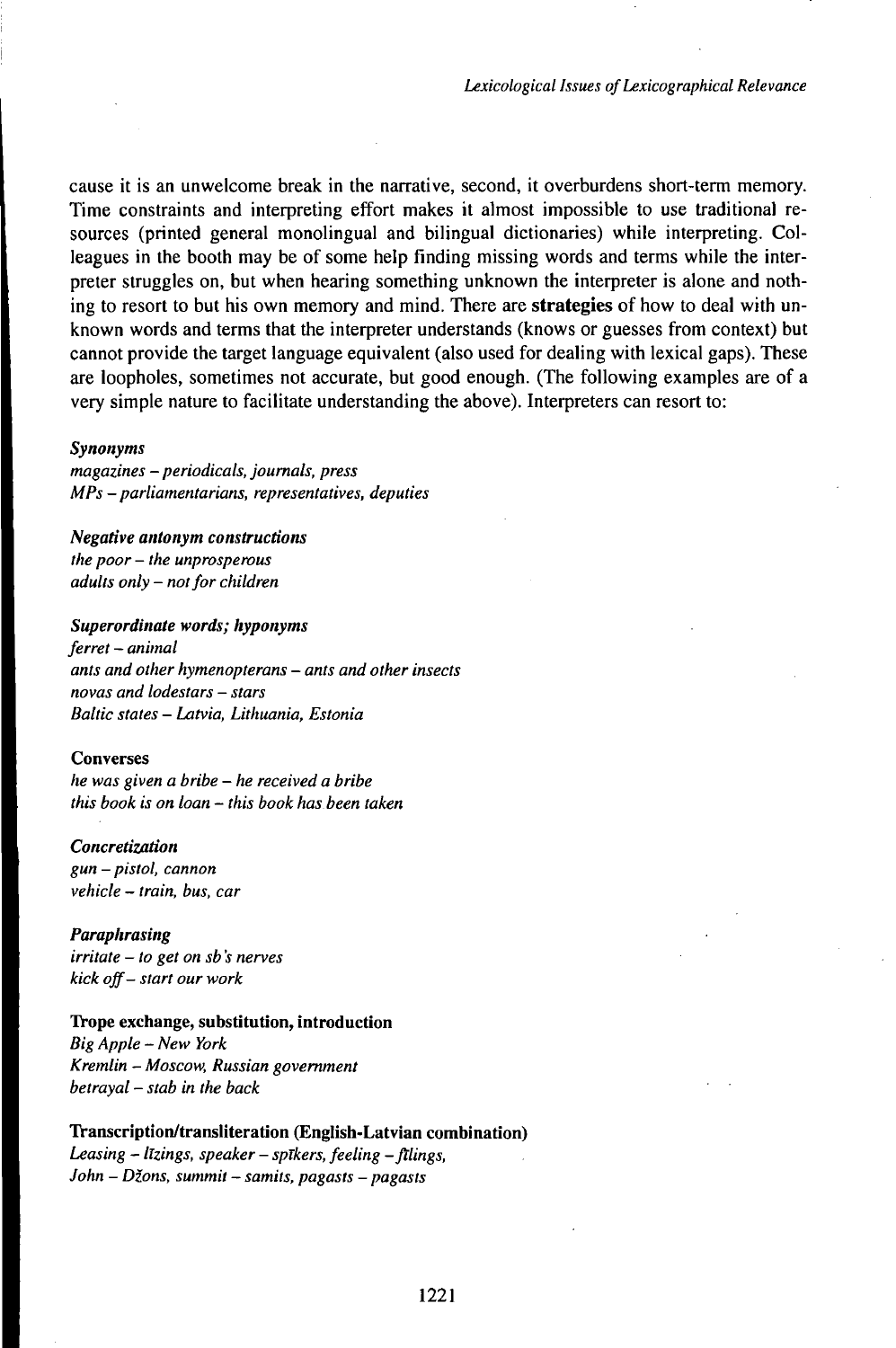cause it is an unwelcome break in the narrative, second, it overburdens short-term memory. Time constraints and interpreting effort makes it almost impossible to use traditional resources (printed general monolingual and bilingual dictionaries) while interpreting. Colleagues in the booth may be of some help finding missing words and terms while the interpreter struggles on, but when hearing something unknown the interpreter is alone and nothing to resort to but his own memory and mind. There are **strategies** of how to deal with unknown words and terms that the interpreter understands (knows or guesses from context) but cannot provide the target language equivalent (also used for dealing with lexical gaps). These are loopholes, sometimes not accurate, but good enough. (The following examples are of a very simple nature to facilitate understanding the above). Interpreters can resort to:

***Synonyms***
*magazines – periodicals, journals, press*
*MPs – parliamentarians, representatives, deputies*

***Negative antonym constructions***
*the poor – the unprosperous*
*adults only – not for children*

***Superordinate words; hyponyms***
*ferret – animal*
*ants and other hymenopterans – ants and other insects*
*novas and lodestars – stars*
*Baltic states – Latvia, Lithuania, Estonia*

**Converses**
*he was given a bribe – he received a bribe*
*this book is on loan – this book has been taken*

***Concretization***
*gun – pistol, cannon*
*vehicle – train, bus, car*

***Paraphrasing***
*irritate – to get on sb's nerves*
*kick off – start our work*

**Trope exchange, substitution, introduction**
*Big Apple – New York*
*Kremlin – Moscow, Russian government*
*betrayal – stab in the back*

**Transcription/transliteration (English-Latvian combination)**
*Leasing – līzings, speaker – spīkers, feeling – fīlings,*
*John – Džons, summit – samits, pagasts – pagasts*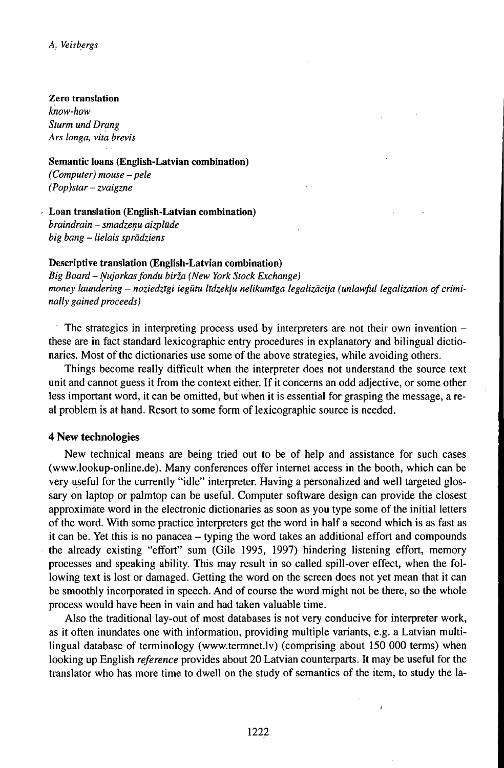**Zero translation**
*know-how*
*Sturm und Drang*
*Ars longa, vita brevis*

**Semantic loans (English-Latvian combination)**
*(Computer) mouse – pele*
*(Pop)star – zvaigzne*

**Loan translation (English-Latvian combination)**
*braindrain – smadzeņu aizplūde*
*big bang – lielais sprādziens*

**Descriptive translation (English-Latvian combination)**
*Big Board – Ņujorkas fondu birža (New York Stock Exchange)*
*money laundering – noziedzīgi iegūtu līdzekļu nelikumīga legalizācija (unlawful legalization of criminally gained proceeds)*

The strategies in interpreting process used by interpreters are not their own invention – these are in fact standard lexicographic entry procedures in explanatory and bilingual dictionaries. Most of the dictionaries use some of the above strategies, while avoiding others.

Things become really difficult when the interpreter does not understand the source text unit and cannot guess it from the context either. If it concerns an odd adjective, or some other less important word, it can be omitted, but when it is essential for grasping the message, a real problem is at hand. Resort to some form of lexicographic source is needed.

## 4 New technologies

New technical means are being tried out to be of help and assistance for such cases (www.lookup-online.de). Many conferences offer internet access in the booth, which can be very useful for the currently "idle" interpreter. Having a personalized and well targeted glossary on laptop or palmtop can be useful. Computer software design can provide the closest approximate word in the electronic dictionaries as soon as you type some of the initial letters of the word. With some practice interpreters get the word in half a second which is as fast as it can be. Yet this is no panacea – typing the word takes an additional effort and compounds the already existing "effort" sum (Gile 1995, 1997) hindering listening effort, memory processes and speaking ability. This may result in so called spill-over effect, when the following text is lost or damaged. Getting the word on the screen does not yet mean that it can be smoothly incorporated in speech. And of course the word might not be there, so the whole process would have been in vain and had taken valuable time.

Also the traditional lay-out of most databases is not very conducive for interpreter work, as it often inundates one with information, providing multiple variants, e.g. a Latvian multilingual database of terminology (www.termnet.lv) (comprising about 150 000 terms) when looking up English *reference* provides about 20 Latvian counterparts. It may be useful for the translator who has more time to dwell on the study of semantics of the item, to study the la-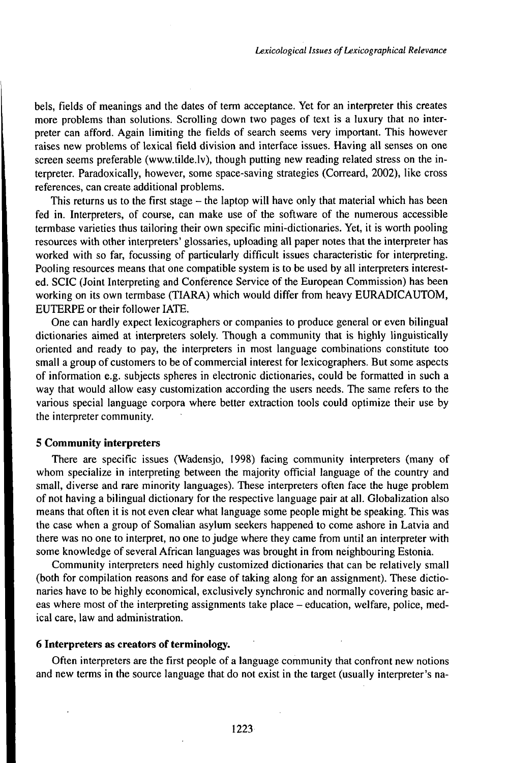bels, fields of meanings and the dates of term acceptance. Yet for an interpreter this creates more problems than solutions. Scrolling down two pages of text is a luxury that no interpreter can afford. Again limiting the fields of search seems very important. This however raises new problems of lexical field division and interface issues. Having all senses on one screen seems preferable (www.tilde.lv), though putting new reading related stress on the interpreter. Paradoxically, however, some space-saving strategies (Correard, 2002), like cross references, can create additional problems.

This returns us to the first stage – the laptop will have only that material which has been fed in. Interpreters, of course, can make use of the software of the numerous accessible termbase varieties thus tailoring their own specific mini-dictionaries. Yet, it is worth pooling resources with other interpreters' glossaries, uploading all paper notes that the interpreter has worked with so far, focussing of particularly difficult issues characteristic for interpreting. Pooling resources means that one compatible system is to be used by all interpreters interested. SCIC (Joint Interpreting and Conference Service of the European Commission) has been working on its own termbase (TIARA) which would differ from heavy EURADICAUTOM, EUTERPE or their follower IATE.

One can hardly expect lexicographers or companies to produce general or even bilingual dictionaries aimed at interpreters solely. Though a community that is highly linguistically oriented and ready to pay, the interpreters in most language combinations constitute too small a group of customers to be of commercial interest for lexicographers. But some aspects of information e.g. subjects spheres in electronic dictionaries, could be formatted in such a way that would allow easy customization according the users needs. The same refers to the various special language corpora where better extraction tools could optimize their use by the interpreter community.

## 5 Community interpreters

There are specific issues (Wadensjo, 1998) facing community interpreters (many of whom specialize in interpreting between the majority official language of the country and small, diverse and rare minority languages). These interpreters often face the huge problem of not having a bilingual dictionary for the respective language pair at all. Globalization also means that often it is not even clear what language some people might be speaking. This was the case when a group of Somalian asylum seekers happened to come ashore in Latvia and there was no one to interpret, no one to judge where they came from until an interpreter with some knowledge of several African languages was brought in from neighbouring Estonia.

Community interpreters need highly customized dictionaries that can be relatively small (both for compilation reasons and for ease of taking along for an assignment). These dictionaries have to be highly economical, exclusively synchronic and normally covering basic areas where most of the interpreting assignments take place – education, welfare, police, medical care, law and administration.

## 6 Interpreters as creators of terminology.

Often interpreters are the first people of a language community that confront new notions and new terms in the source language that do not exist in the target (usually interpreter's na-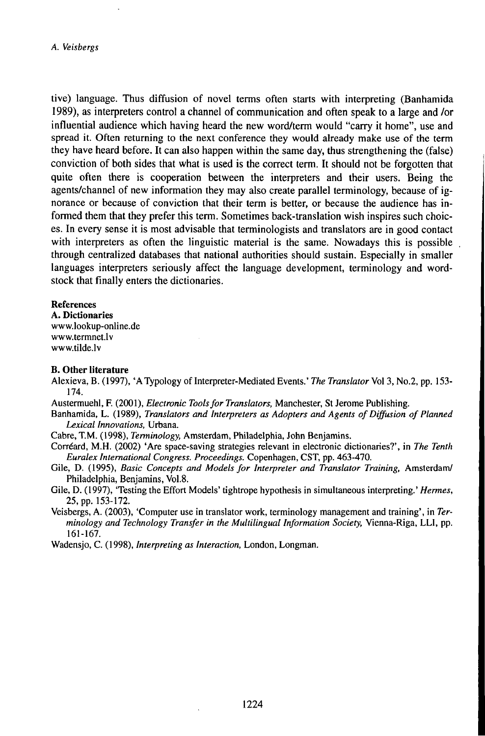tive) language. Thus diffusion of novel terms often starts with interpreting (Banhamida 1989), as interpreters control a channel of communication and often speak to a large and /or influential audience which having heard the new word/term would "carry it home", use and spread it. Often returning to the next conference they would already make use of the term they have heard before. It can also happen within the same day, thus strengthening the (false) conviction of both sides that what is used is the correct term. It should not be forgotten that quite often there is cooperation between the interpreters and their users. Being the agents/channel of new information they may also create parallel terminology, because of ignorance or because of conviction that their term is better, or because the audience has informed them that they prefer this term. Sometimes back-translation wish inspires such choices. In every sense it is most advisable that terminologists and translators are in good contact with interpreters as often the linguistic material is the same. Nowadays this is possible through centralized databases that national authorities should sustain. Especially in smaller languages interpreters seriously affect the language development, terminology and wordstock that finally enters the dictionaries.

## References

### A. Dictionaries

www.lookup-online.de
www.termnet.lv
www.tilde.lv

### B. Other literature

Alexieva, B. (1997), 'A Typology of Interpreter-Mediated Events.' *The Translator* Vol 3, No.2, pp. 153-174.

Austermuehl, F. (2001), *Electronic Tools for Translators*, Manchester, St Jerome Publishing.

Banhamida, L. (1989), *Translators and Interpreters as Adopters and Agents of Diffusion of Planned Lexical Innovations*, Urbana.

Cabre, T.M. (1998), *Terminology*, Amsterdam, Philadelphia, John Benjamins.

Corréard, M.H. (2002) 'Are space-saving strategies relevant in electronic dictionaries?', in *The Tenth Euralex International Congress. Proceedings*. Copenhagen, CST, pp. 463-470.

Gile, D. (1995), *Basic Concepts and Models for Interpreter and Translator Training*, Amsterdam/ Philadelphia, Benjamins, Vol.8.

Gile, D. (1997), 'Testing the Effort Models' tightrope hypothesis in simultaneous interpreting.' *Hermes*, 25, pp. 153-172.

Veisbergs, A. (2003), 'Computer use in translator work, terminology management and training', in *Terminology and Technology Transfer in the Multilingual Information Society*, Vienna-Riga, LLI, pp. 161-167.

Wadensjo, C. (1998), *Interpreting as Interaction*, London, Longman.